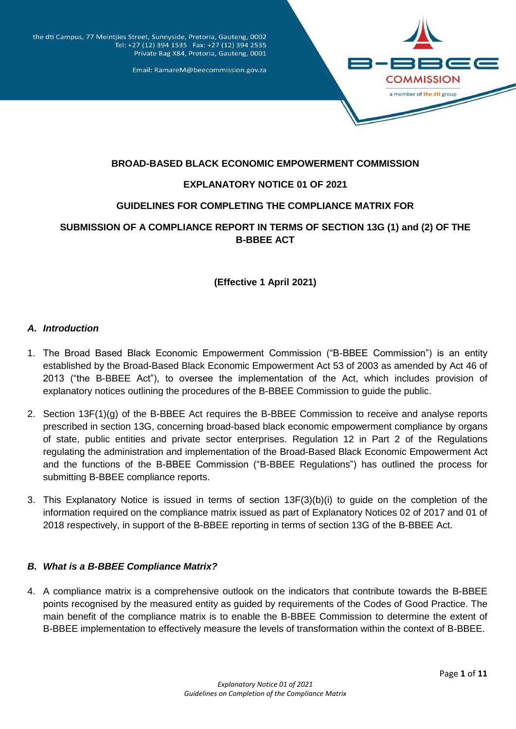the dti Campus, 77 Meintjies Street, Sunnyside, Pretoria, Gauteng, 0002
Tel: +27 (12) 394 1535 Fax: +27 (12) 394 2535
Private Bag X84, Pretoria, Gauteng, 0001

Email: RamareM@beecommission.gov.za

B-BBEE COMMISSION
a member of the dti group

**BROAD-BASED BLACK ECONOMIC EMPOWERMENT COMMISSION**

**EXPLANATORY NOTICE 01 OF 2021**

**GUIDELINES FOR COMPLETING THE COMPLIANCE MATRIX FOR**

**SUBMISSION OF A COMPLIANCE REPORT IN TERMS OF SECTION 13G (1) and (2) OF THE B-BBEE ACT**

**(Effective 1 April 2021)**

## *A. Introduction*

1. The Broad Based Black Economic Empowerment Commission ("B-BBEE Commission") is an entity established by the Broad-Based Black Economic Empowerment Act 53 of 2003 as amended by Act 46 of 2013 ("the B-BBEE Act"), to oversee the implementation of the Act, which includes provision of explanatory notices outlining the procedures of the B-BBEE Commission to guide the public.

2. Section 13F(1)(g) of the B-BBEE Act requires the B-BBEE Commission to receive and analyse reports prescribed in section 13G, concerning broad-based black economic empowerment compliance by organs of state, public entities and private sector enterprises. Regulation 12 in Part 2 of the Regulations regulating the administration and implementation of the Broad-Based Black Economic Empowerment Act and the functions of the B-BBEE Commission ("B-BBEE Regulations") has outlined the process for submitting B-BBEE compliance reports.

3. This Explanatory Notice is issued in terms of section 13F(3)(b)(i) to guide on the completion of the information required on the compliance matrix issued as part of Explanatory Notices 02 of 2017 and 01 of 2018 respectively, in support of the B-BBEE reporting in terms of section 13G of the B-BBEE Act.

## *B. What is a B-BBEE Compliance Matrix?*

4. A compliance matrix is a comprehensive outlook on the indicators that contribute towards the B-BBEE points recognised by the measured entity as guided by requirements of the Codes of Good Practice. The main benefit of the compliance matrix is to enable the B-BBEE Commission to determine the extent of B-BBEE implementation to effectively measure the levels of transformation within the context of B-BBEE.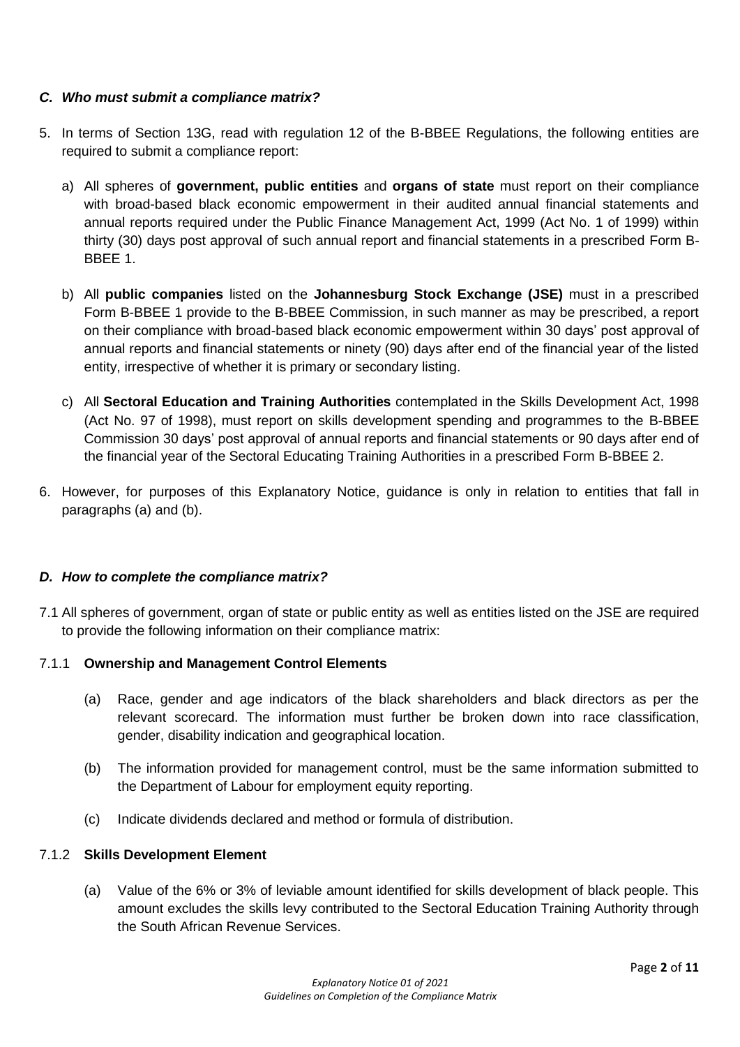### *C. Who must submit a compliance matrix?*

5. In terms of Section 13G, read with regulation 12 of the B-BBEE Regulations, the following entities are required to submit a compliance report:

   a) All spheres of **government, public entities** and **organs of state** must report on their compliance with broad-based black economic empowerment in their audited annual financial statements and annual reports required under the Public Finance Management Act, 1999 (Act No. 1 of 1999) within thirty (30) days post approval of such annual report and financial statements in a prescribed Form B-BBEE 1.

   b) All **public companies** listed on the **Johannesburg Stock Exchange (JSE)** must in a prescribed Form B-BBEE 1 provide to the B-BBEE Commission, in such manner as may be prescribed, a report on their compliance with broad-based black economic empowerment within 30 days' post approval of annual reports and financial statements or ninety (90) days after end of the financial year of the listed entity, irrespective of whether it is primary or secondary listing.

   c) All **Sectoral Education and Training Authorities** contemplated in the Skills Development Act, 1998 (Act No. 97 of 1998), must report on skills development spending and programmes to the B-BBEE Commission 30 days' post approval of annual reports and financial statements or 90 days after end of the financial year of the Sectoral Educating Training Authorities in a prescribed Form B-BBEE 2.

6. However, for purposes of this Explanatory Notice, guidance is only in relation to entities that fall in paragraphs (a) and (b).

### *D. How to complete the compliance matrix?*

7.1 All spheres of government, organ of state or public entity as well as entities listed on the JSE are required to provide the following information on their compliance matrix:

7.1.1 **Ownership and Management Control Elements**

(a) Race, gender and age indicators of the black shareholders and black directors as per the relevant scorecard. The information must further be broken down into race classification, gender, disability indication and geographical location.

(b) The information provided for management control, must be the same information submitted to the Department of Labour for employment equity reporting.

(c) Indicate dividends declared and method or formula of distribution.

7.1.2 **Skills Development Element**

(a) Value of the 6% or 3% of leviable amount identified for skills development of black people. This amount excludes the skills levy contributed to the Sectoral Education Training Authority through the South African Revenue Services.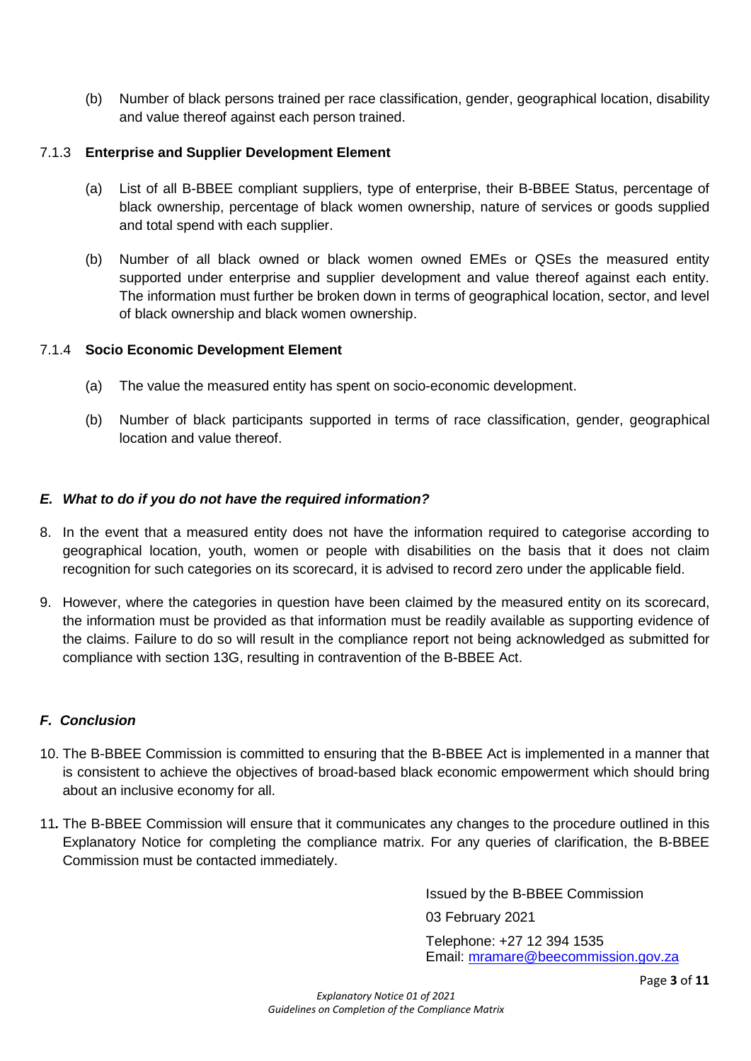(b) Number of black persons trained per race classification, gender, geographical location, disability and value thereof against each person trained.

7.1.3 **Enterprise and Supplier Development Element**

(a) List of all B-BBEE compliant suppliers, type of enterprise, their B-BBEE Status, percentage of black ownership, percentage of black women ownership, nature of services or goods supplied and total spend with each supplier.

(b) Number of all black owned or black women owned EMEs or QSEs the measured entity supported under enterprise and supplier development and value thereof against each entity. The information must further be broken down in terms of geographical location, sector, and level of black ownership and black women ownership.

7.1.4 **Socio Economic Development Element**

(a) The value the measured entity has spent on socio-economic development.

(b) Number of black participants supported in terms of race classification, gender, geographical location and value thereof.

## *E. What to do if you do not have the required information?*

8. In the event that a measured entity does not have the information required to categorise according to geographical location, youth, women or people with disabilities on the basis that it does not claim recognition for such categories on its scorecard, it is advised to record zero under the applicable field.

9. However, where the categories in question have been claimed by the measured entity on its scorecard, the information must be provided as that information must be readily available as supporting evidence of the claims. Failure to do so will result in the compliance report not being acknowledged as submitted for compliance with section 13G, resulting in contravention of the B-BBEE Act.

## *F. Conclusion*

10. The B-BBEE Commission is committed to ensuring that the B-BBEE Act is implemented in a manner that is consistent to achieve the objectives of broad-based black economic empowerment which should bring about an inclusive economy for all.

11. The B-BBEE Commission will ensure that it communicates any changes to the procedure outlined in this Explanatory Notice for completing the compliance matrix. For any queries of clarification, the B-BBEE Commission must be contacted immediately.

Issued by the B-BBEE Commission

03 February 2021

Telephone: +27 12 394 1535
Email: mramare@beecommission.gov.za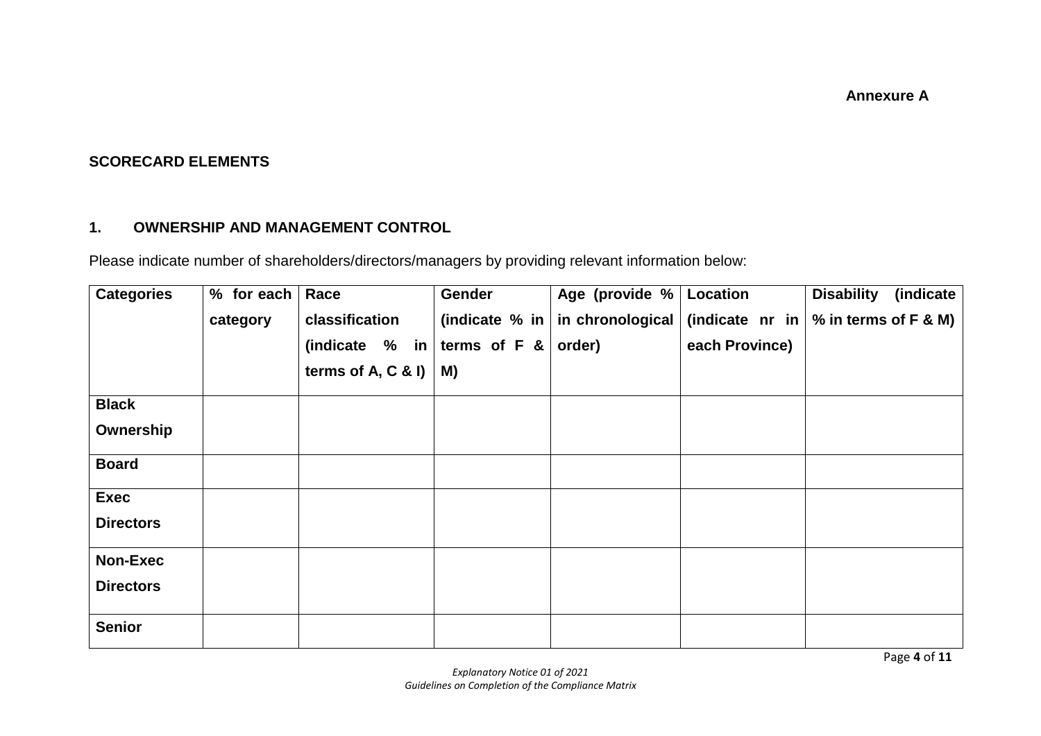**Annexure A**

## SCORECARD ELEMENTS

### 1. OWNERSHIP AND MANAGEMENT CONTROL

Please indicate number of shareholders/directors/managers by providing relevant information below:

| Categories | % for each category | Race classification (indicate % in terms of A, C & I) | Gender (indicate % in terms of F & M) | Age (provide % in chronological order) | Location (indicate nr in each Province) | Disability (indicate % in terms of F & M) |
|---|---|---|---|---|---|---|
| Black Ownership | | | | | | |
| Board | | | | | | |
| Exec Directors | | | | | | |
| Non-Exec Directors | | | | | | |
| Senior | | | | | | |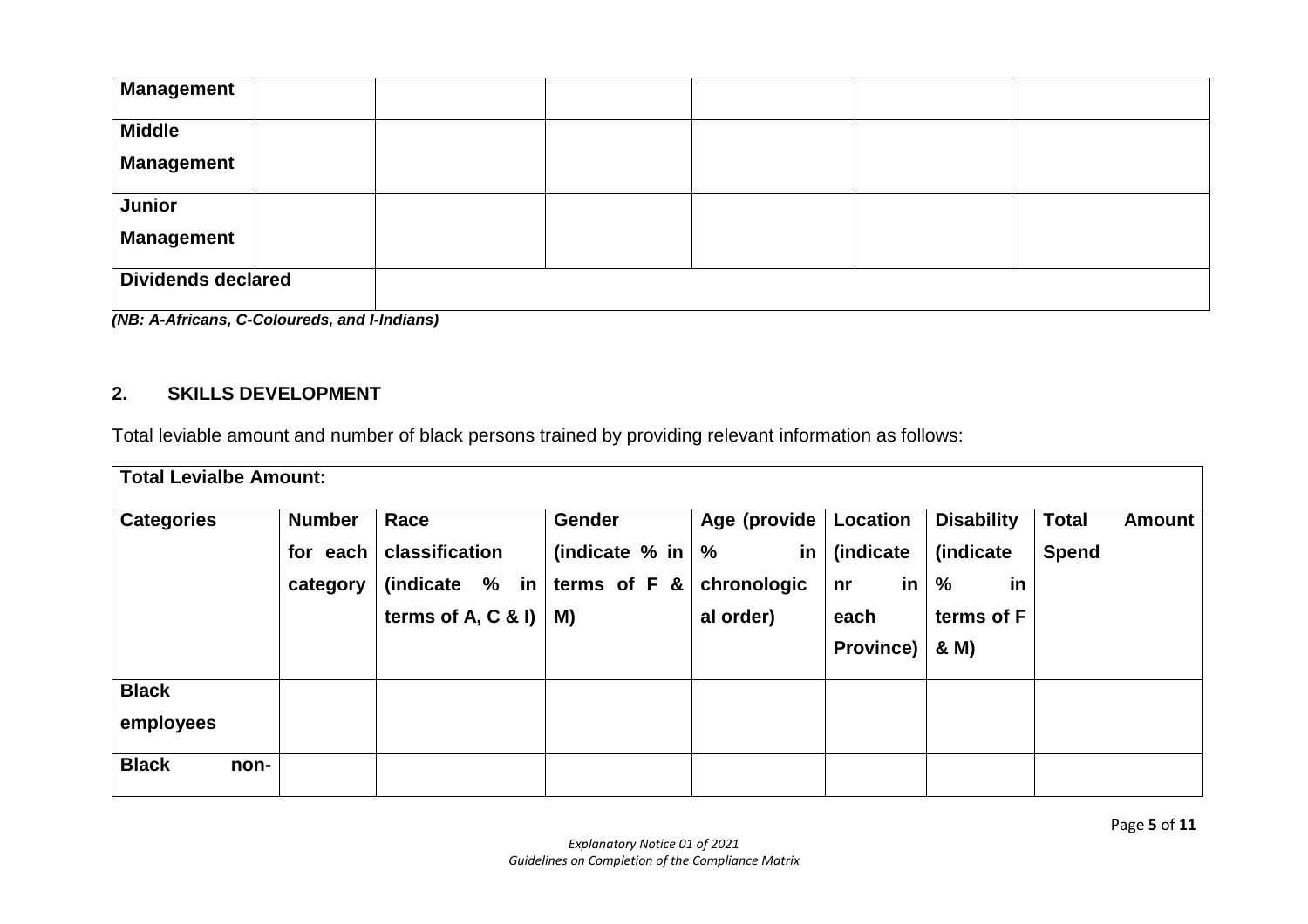| Management | | | | | | |
|---|---|---|---|---|---|---|
| Middle Management | | | | | | |
| Junior Management | | | | | | |
| Dividends declared | | | | | | |

***(NB: A-Africans, C-Coloureds, and I-Indians)***

## 2. SKILLS DEVELOPMENT

Total leviable amount and number of black persons trained by providing relevant information as follows:

| **Total Levialbe Amount:** | | | | | | | |
|---|---|---|---|---|---|---|---|
| **Categories** | **Number for each category** | **Race classification (indicate % in terms of A, C & I)** | **Gender (indicate % in terms of F & M)** | **Age (provide % in chronological order)** | **Location (indicate nr in each Province)** | **Disability (indicate % in terms of F & M)** | **Total Amount Spend** |
| **Black employees** | | | | | | | |
| **Black non-** | | | | | | | |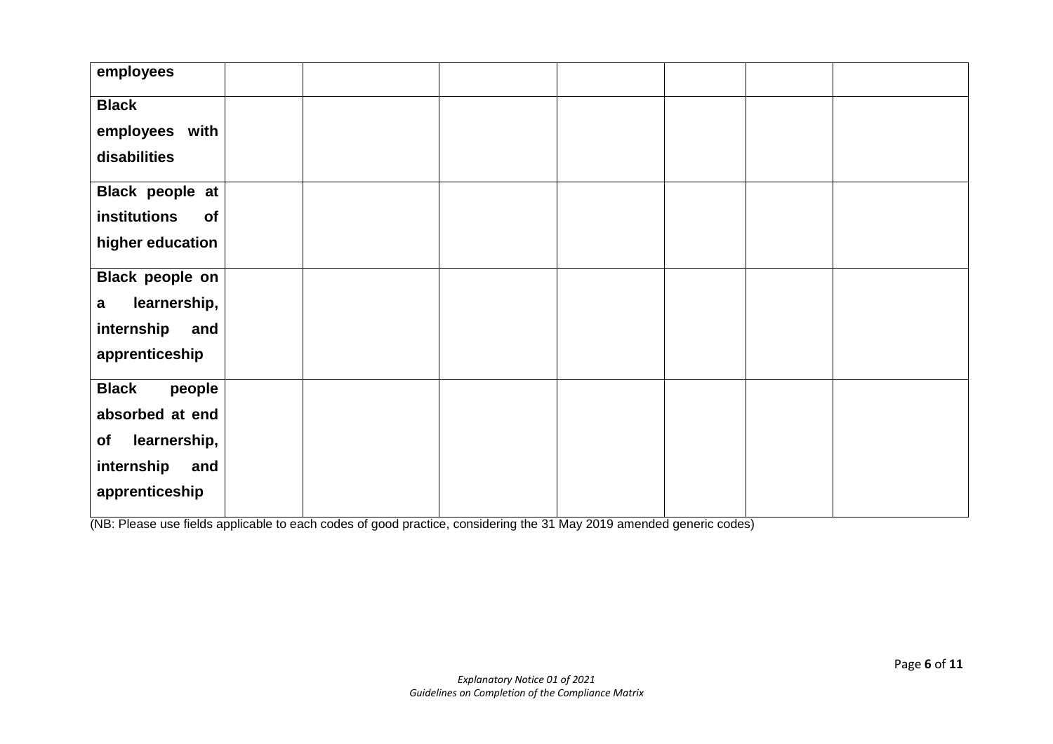| | | | | | | | |
|---|---|---|---|---|---|---|---|
| **employees** | | | | | | | |
| **Black employees with disabilities** | | | | | | | |
| **Black people at institutions of higher education** | | | | | | | |
| **Black people on a learnership, internship and apprenticeship** | | | | | | | |
| **Black people absorbed at end of learnership, internship and apprenticeship** | | | | | | | |

(NB: Please use fields applicable to each codes of good practice, considering the 31 May 2019 amended generic codes)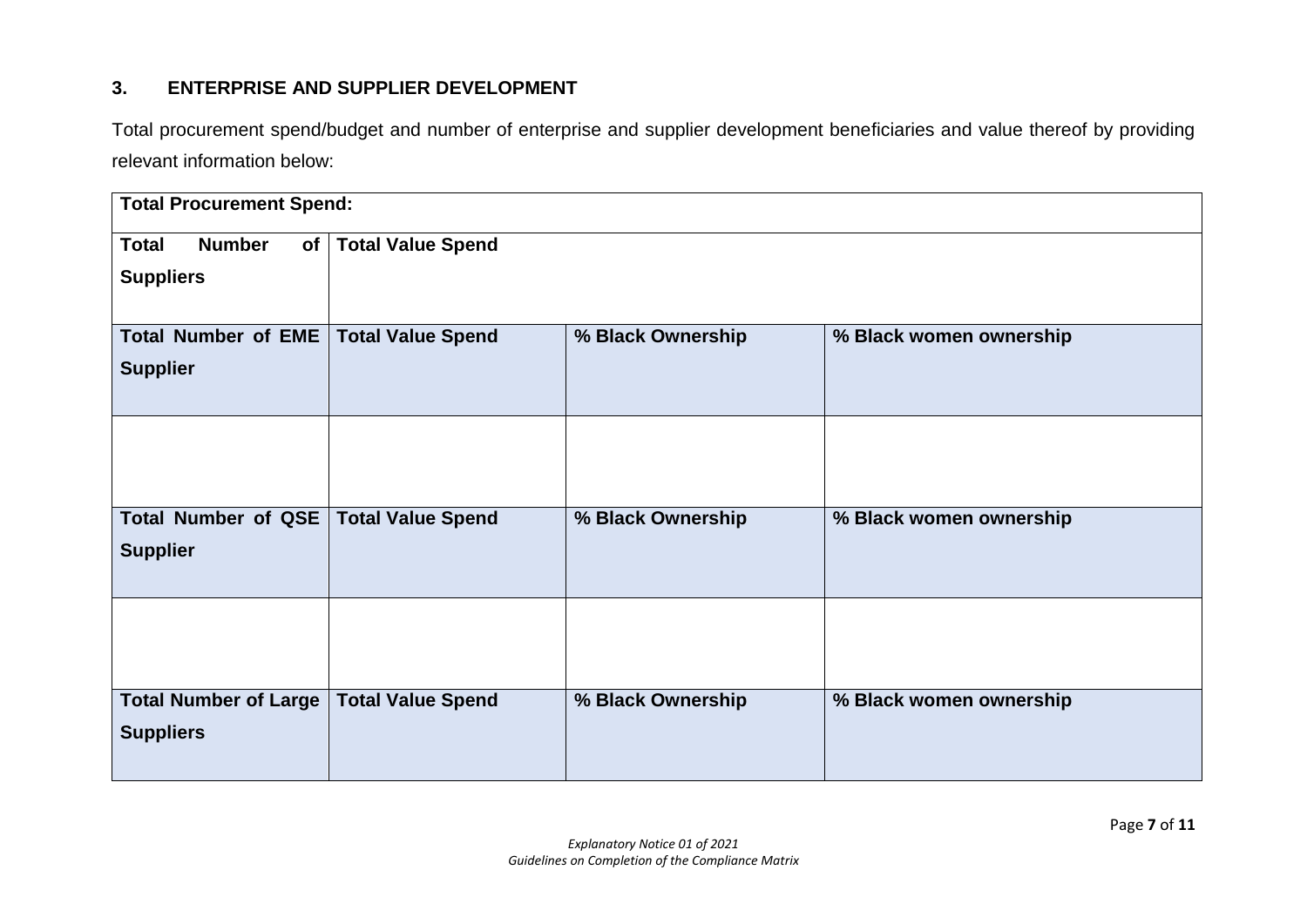### 3. ENTERPRISE AND SUPPLIER DEVELOPMENT

Total procurement spend/budget and number of enterprise and supplier development beneficiaries and value thereof by providing relevant information below:

| **Total Procurement Spend:** | | | |
|---|---|---|---|
| **Total Number of Suppliers** | **Total Value Spend** | | |
| **Total Number of EME Supplier** | **Total Value Spend** | **% Black Ownership** | **% Black women ownership** |
| | | | |
| **Total Number of QSE Supplier** | **Total Value Spend** | **% Black Ownership** | **% Black women ownership** |
| | | | |
| **Total Number of Large Suppliers** | **Total Value Spend** | **% Black Ownership** | **% Black women ownership** |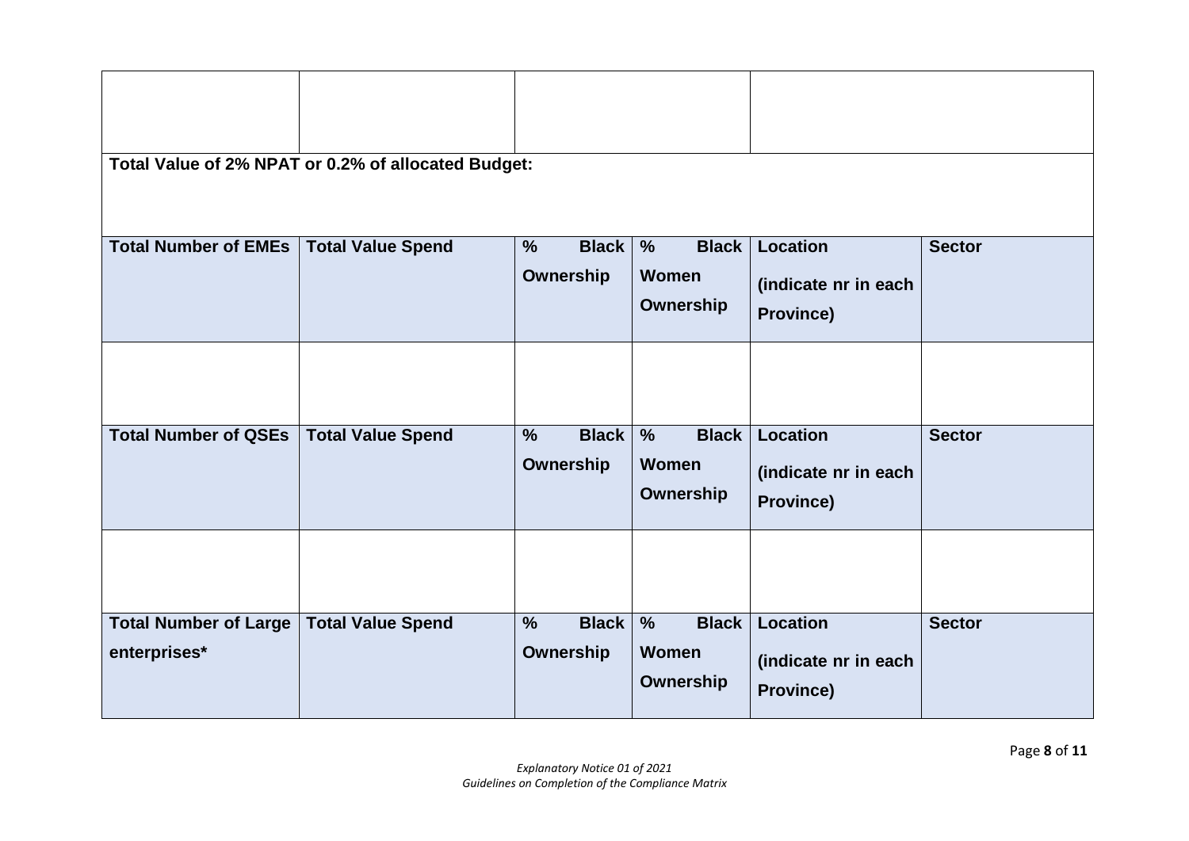| | | | | | |
|---|---|---|---|---|---|
| | | | | | |
| **Total Value of 2% NPAT or 0.2% of allocated Budget:** | | | | | |
| **Total Number of EMEs** | **Total Value Spend** | **% Black Ownership** | **% Black Women Ownership** | **Location (indicate nr in each Province)** | **Sector** |
| | | | | | |
| **Total Number of QSEs** | **Total Value Spend** | **% Black Ownership** | **% Black Women Ownership** | **Location (indicate nr in each Province)** | **Sector** |
| | | | | | |
| **Total Number of Large enterprises*** | **Total Value Spend** | **% Black Ownership** | **% Black Women Ownership** | **Location (indicate nr in each Province)** | **Sector** |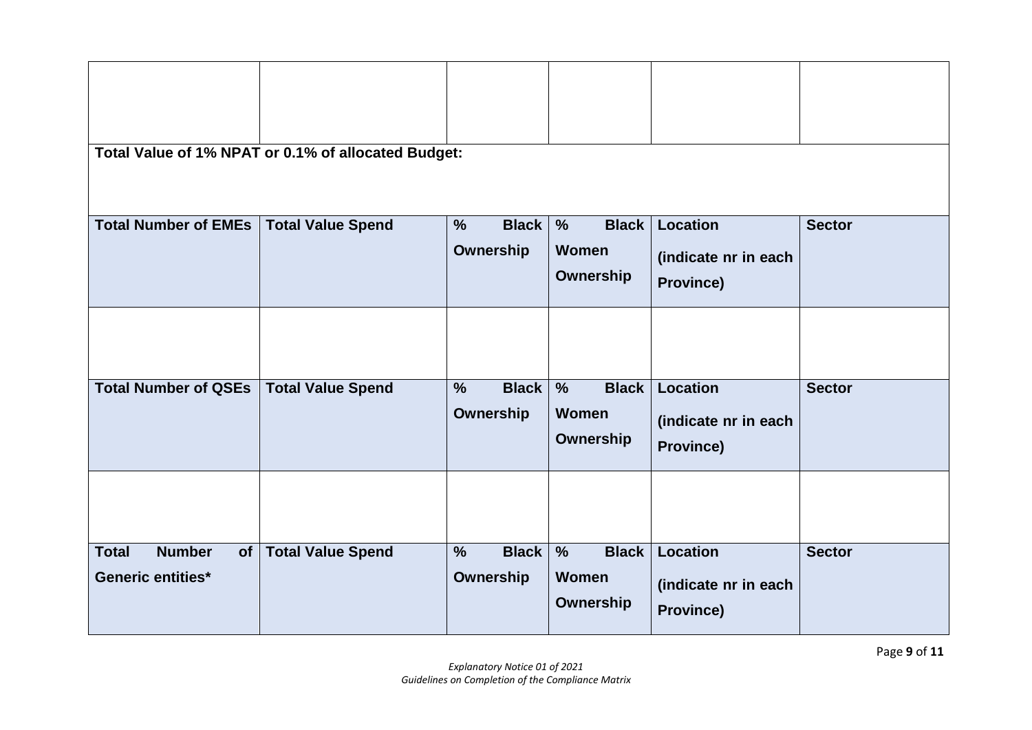| | | | | | |
|---|---|---|---|---|---|
| | | | | | |
| **Total Value of 1% NPAT or 0.1% of allocated Budget:** | | | | | |
| **Total Number of EMEs** | **Total Value Spend** | **% Black Ownership** | **% Black Women Ownership** | **Location (indicate nr in each Province)** | **Sector** |
| | | | | | |
| **Total Number of QSEs** | **Total Value Spend** | **% Black Ownership** | **% Black Women Ownership** | **Location (indicate nr in each Province)** | **Sector** |
| | | | | | |
| **Total Number of Generic entities*** | **Total Value Spend** | **% Black Ownership** | **% Black Women Ownership** | **Location (indicate nr in each Province)** | **Sector** |

*Explanatory Notice 01 of 2021*
*Guidelines on Completion of the Compliance Matrix*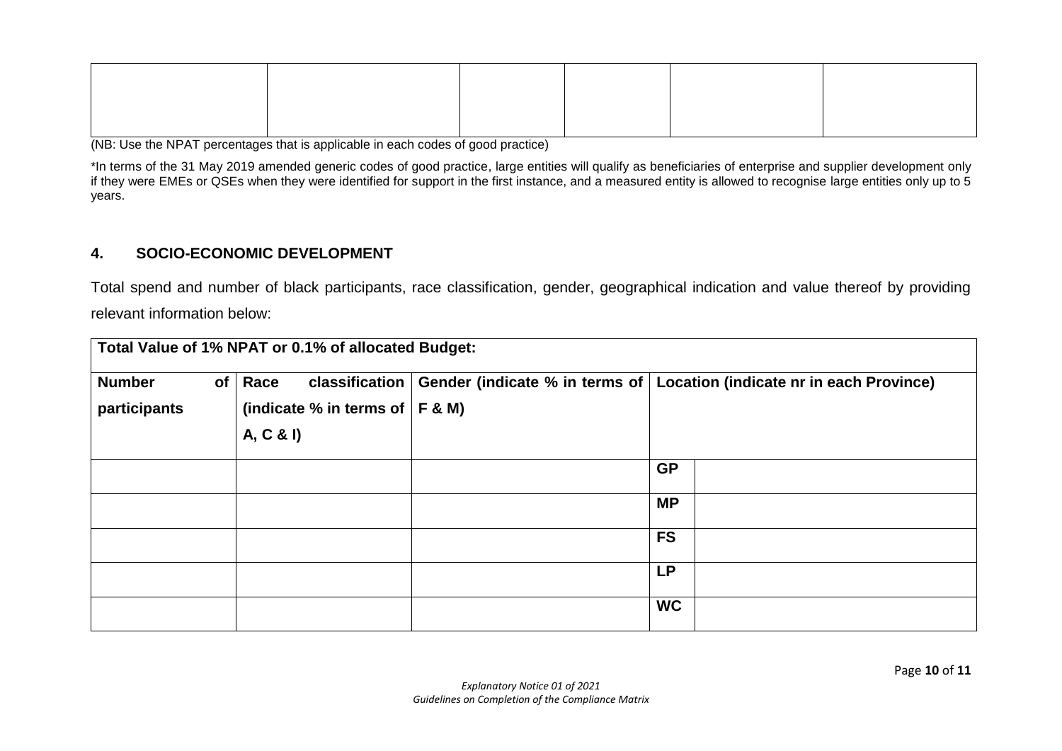| | | | | | |
|---|---|---|---|---|---|
| | | | | | |

(NB: Use the NPAT percentages that is applicable in each codes of good practice)

*In terms of the 31 May 2019 amended generic codes of good practice, large entities will qualify as beneficiaries of enterprise and supplier development only if they were EMEs or QSEs when they were identified for support in the first instance, and a measured entity is allowed to recognise large entities only up to 5 years.

## 4. SOCIO-ECONOMIC DEVELOPMENT

Total spend and number of black participants, race classification, gender, geographical indication and value thereof by providing relevant information below:

| **Total Value of 1% NPAT or 0.1% of allocated Budget:** | | | | |
|---|---|---|---|---|
| **Number of participants** | **Race classification (indicate % in terms of A, C & I)** | **Gender (indicate % in terms of F & M)** | **Location (indicate nr in each Province)** | |
| | | | **GP** | |
| | | | **MP** | |
| | | | **FS** | |
| | | | **LP** | |
| | | | **WC** | |

*Explanatory Notice 01 of 2021*
*Guidelines on Completion of the Compliance Matrix*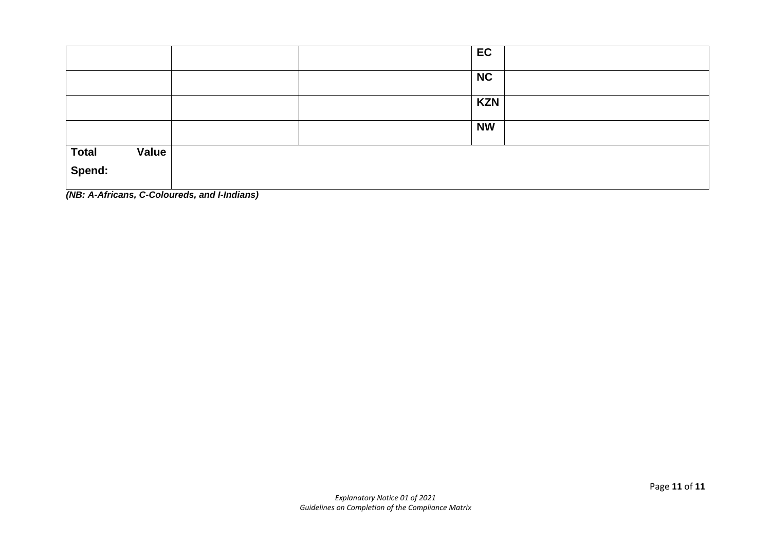| | | | | |
|---|---|---|---|---|
| | | | **EC** | |
| | | | **NC** | |
| | | | **KZN** | |
| | | | **NW** | |
| **Total Value Spend:** | | | | |

***(NB: A-Africans, C-Coloureds, and I-Indians)***